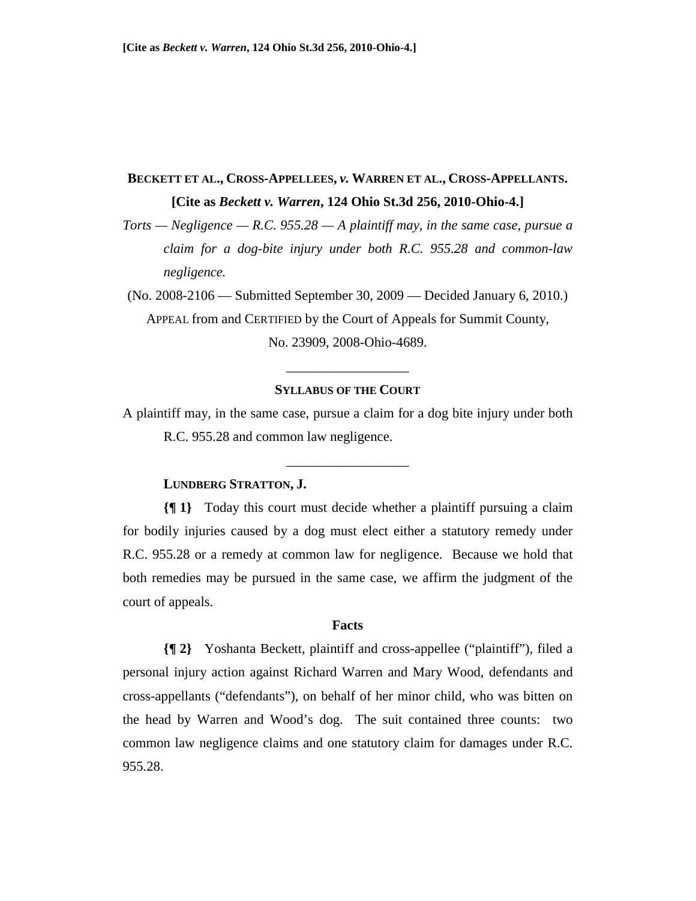**[Cite as *Beckett v. Warren*, 124 Ohio St.3d 256, 2010-Ohio-4.]**

**BECKETT ET AL., CROSS-APPELLEES, *v.* WARREN ET AL., CROSS-APPELLANTS.**

**[Cite as *Beckett v. Warren*, 124 Ohio St.3d 256, 2010-Ohio-4.]**

*Torts — Negligence — R.C. 955.28 — A plaintiff may, in the same case, pursue a claim for a dog-bite injury under both R.C. 955.28 and common-law negligence.*

(No. 2008-2106 — Submitted September 30, 2009 — Decided January 6, 2010.)

APPEAL from and CERTIFIED by the Court of Appeals for Summit County, No. 23909, 2008-Ohio-4689.

---

**SYLLABUS OF THE COURT**

A plaintiff may, in the same case, pursue a claim for a dog bite injury under both R.C. 955.28 and common law negligence.

---

**LUNDBERG STRATTON, J.**

**{¶ 1}** Today this court must decide whether a plaintiff pursuing a claim for bodily injuries caused by a dog must elect either a statutory remedy under R.C. 955.28 or a remedy at common law for negligence. Because we hold that both remedies may be pursued in the same case, we affirm the judgment of the court of appeals.

**Facts**

**{¶ 2}** Yoshanta Beckett, plaintiff and cross-appellee ("plaintiff"), filed a personal injury action against Richard Warren and Mary Wood, defendants and cross-appellants ("defendants"), on behalf of her minor child, who was bitten on the head by Warren and Wood's dog. The suit contained three counts: two common law negligence claims and one statutory claim for damages under R.C. 955.28.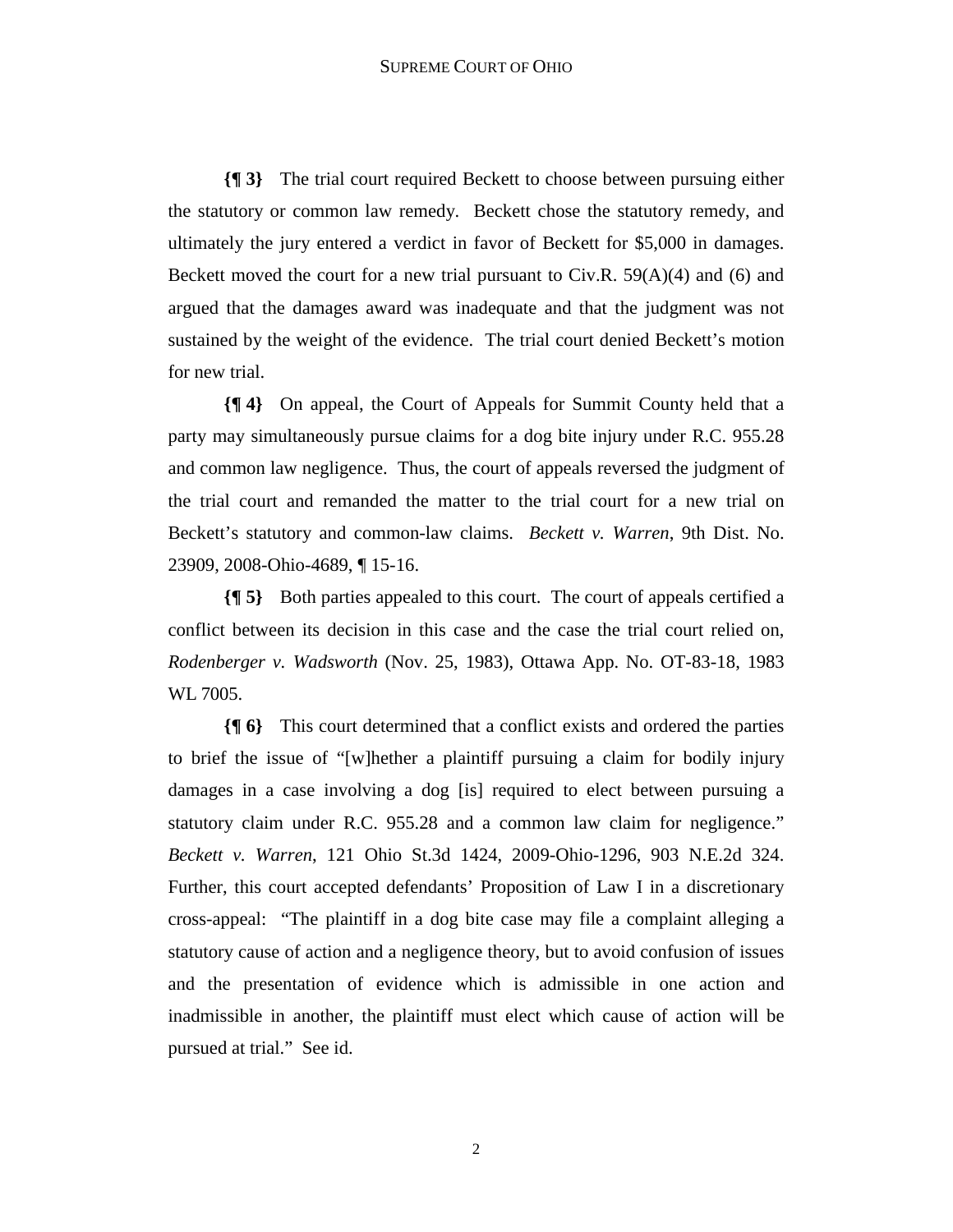**{¶ 3}** The trial court required Beckett to choose between pursuing either the statutory or common law remedy. Beckett chose the statutory remedy, and ultimately the jury entered a verdict in favor of Beckett for $5,000 in damages. Beckett moved the court for a new trial pursuant to Civ.R. 59(A)(4) and (6) and argued that the damages award was inadequate and that the judgment was not sustained by the weight of the evidence. The trial court denied Beckett's motion for new trial.

**{¶ 4}** On appeal, the Court of Appeals for Summit County held that a party may simultaneously pursue claims for a dog bite injury under R.C. 955.28 and common law negligence. Thus, the court of appeals reversed the judgment of the trial court and remanded the matter to the trial court for a new trial on Beckett's statutory and common-law claims. *Beckett v. Warren*, 9th Dist. No. 23909, 2008-Ohio-4689, ¶ 15-16.

**{¶ 5}** Both parties appealed to this court. The court of appeals certified a conflict between its decision in this case and the case the trial court relied on, *Rodenberger v. Wadsworth* (Nov. 25, 1983), Ottawa App. No. OT-83-18, 1983 WL 7005.

**{¶ 6}** This court determined that a conflict exists and ordered the parties to brief the issue of "[w]hether a plaintiff pursuing a claim for bodily injury damages in a case involving a dog [is] required to elect between pursuing a statutory claim under R.C. 955.28 and a common law claim for negligence." *Beckett v. Warren*, 121 Ohio St.3d 1424, 2009-Ohio-1296, 903 N.E.2d 324. Further, this court accepted defendants' Proposition of Law I in a discretionary cross-appeal: "The plaintiff in a dog bite case may file a complaint alleging a statutory cause of action and a negligence theory, but to avoid confusion of issues and the presentation of evidence which is admissible in one action and inadmissible in another, the plaintiff must elect which cause of action will be pursued at trial." See id.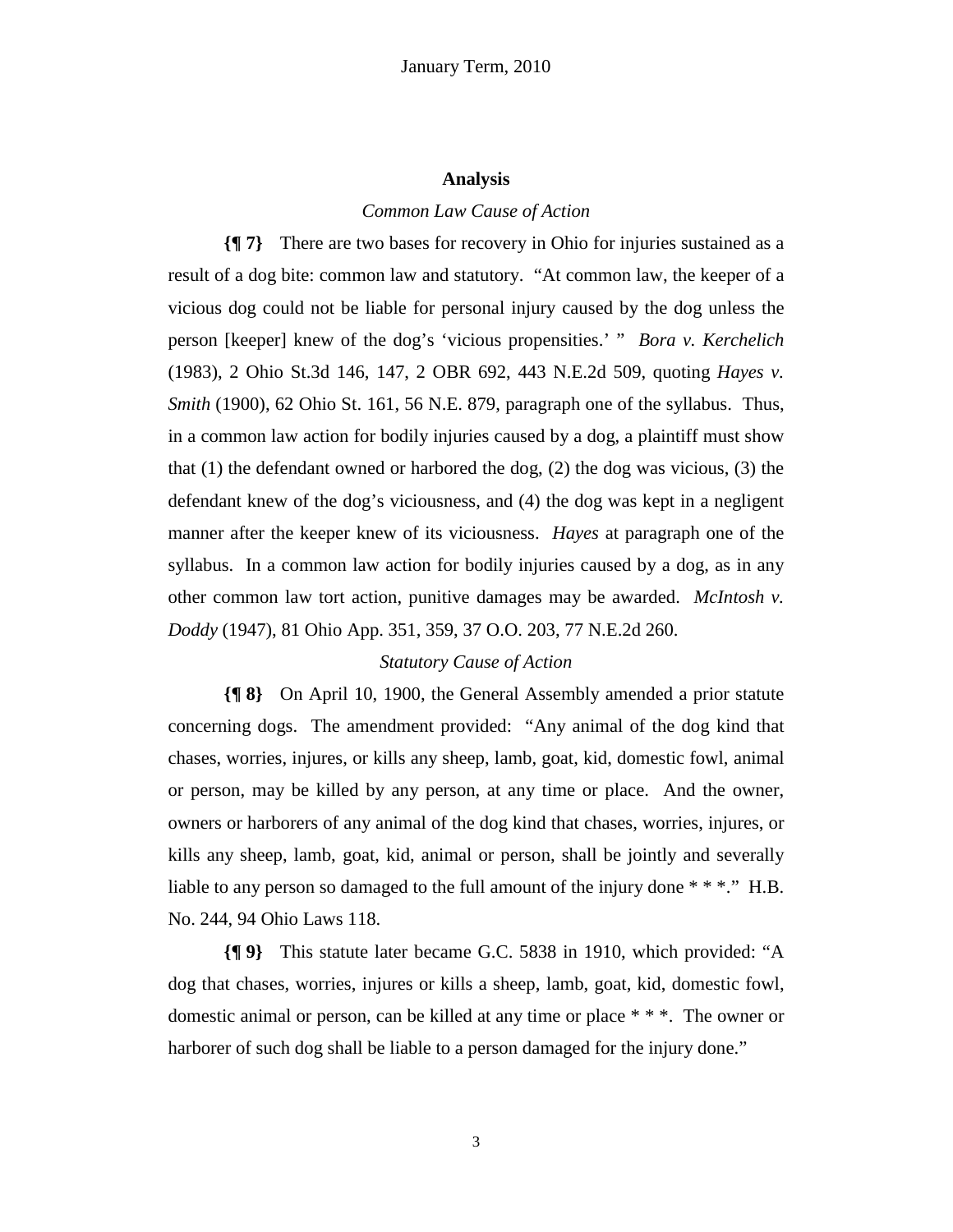## Analysis

### *Common Law Cause of Action*

**{¶ 7}** There are two bases for recovery in Ohio for injuries sustained as a result of a dog bite: common law and statutory. "At common law, the keeper of a vicious dog could not be liable for personal injury caused by the dog unless the person [keeper] knew of the dog's 'vicious propensities.' " *Bora v. Kerchelich* (1983), 2 Ohio St.3d 146, 147, 2 OBR 692, 443 N.E.2d 509, quoting *Hayes v. Smith* (1900), 62 Ohio St. 161, 56 N.E. 879, paragraph one of the syllabus. Thus, in a common law action for bodily injuries caused by a dog, a plaintiff must show that (1) the defendant owned or harbored the dog, (2) the dog was vicious, (3) the defendant knew of the dog's viciousness, and (4) the dog was kept in a negligent manner after the keeper knew of its viciousness. *Hayes* at paragraph one of the syllabus. In a common law action for bodily injuries caused by a dog, as in any other common law tort action, punitive damages may be awarded. *McIntosh v. Doddy* (1947), 81 Ohio App. 351, 359, 37 O.O. 203, 77 N.E.2d 260.

### *Statutory Cause of Action*

**{¶ 8}** On April 10, 1900, the General Assembly amended a prior statute concerning dogs. The amendment provided: "Any animal of the dog kind that chases, worries, injures, or kills any sheep, lamb, goat, kid, domestic fowl, animal or person, may be killed by any person, at any time or place. And the owner, owners or harborers of any animal of the dog kind that chases, worries, injures, or kills any sheep, lamb, goat, kid, animal or person, shall be jointly and severally liable to any person so damaged to the full amount of the injury done * * *." H.B. No. 244, 94 Ohio Laws 118.

**{¶ 9}** This statute later became G.C. 5838 in 1910, which provided: "A dog that chases, worries, injures or kills a sheep, lamb, goat, kid, domestic fowl, domestic animal or person, can be killed at any time or place * * *. The owner or harborer of such dog shall be liable to a person damaged for the injury done."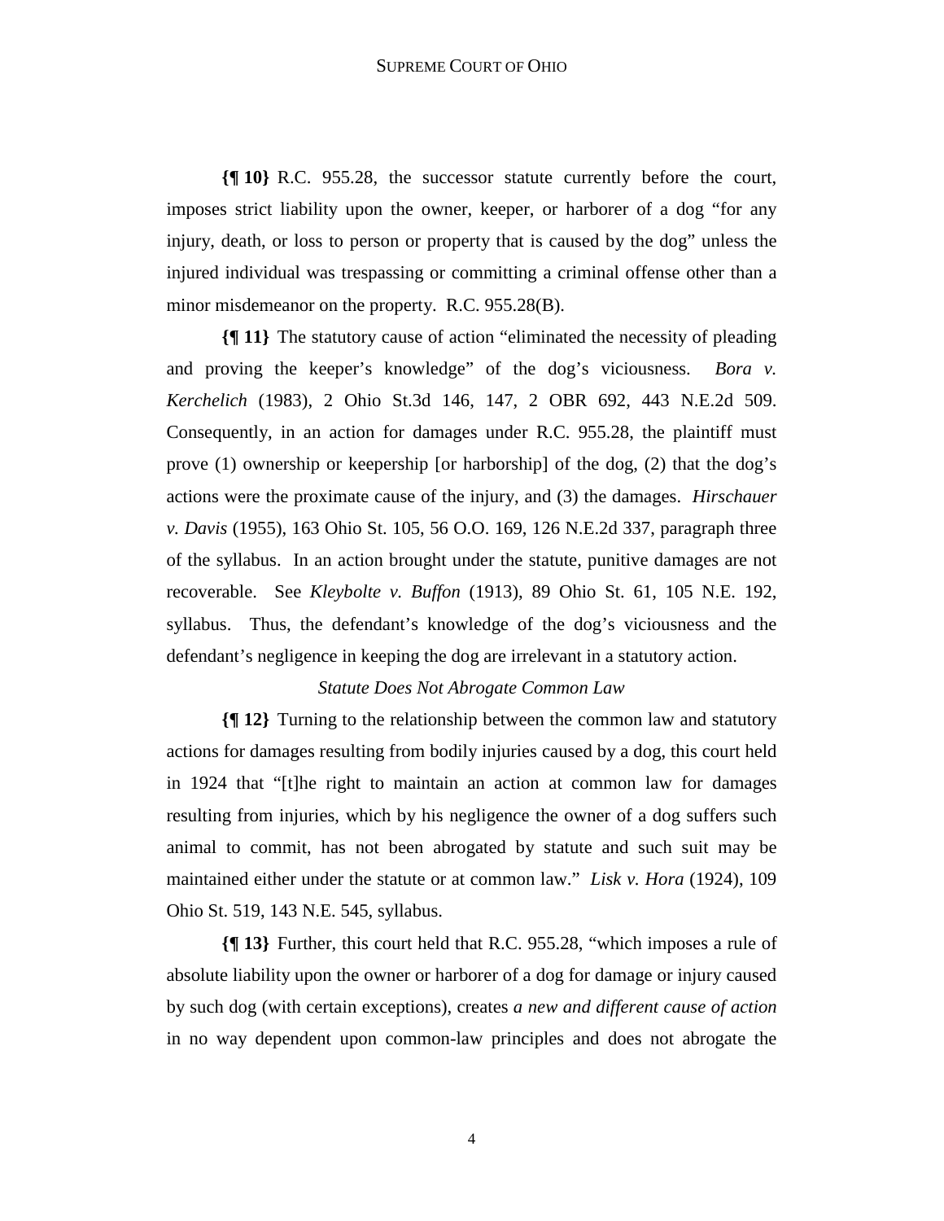**{¶ 10}** R.C. 955.28, the successor statute currently before the court, imposes strict liability upon the owner, keeper, or harborer of a dog "for any injury, death, or loss to person or property that is caused by the dog" unless the injured individual was trespassing or committing a criminal offense other than a minor misdemeanor on the property. R.C. 955.28(B).

**{¶ 11}** The statutory cause of action "eliminated the necessity of pleading and proving the keeper's knowledge" of the dog's viciousness. *Bora v. Kerchelich* (1983), 2 Ohio St.3d 146, 147, 2 OBR 692, 443 N.E.2d 509. Consequently, in an action for damages under R.C. 955.28, the plaintiff must prove (1) ownership or keepership [or harborship] of the dog, (2) that the dog's actions were the proximate cause of the injury, and (3) the damages. *Hirschauer v. Davis* (1955), 163 Ohio St. 105, 56 O.O. 169, 126 N.E.2d 337, paragraph three of the syllabus. In an action brought under the statute, punitive damages are not recoverable. See *Kleybolte v. Buffon* (1913), 89 Ohio St. 61, 105 N.E. 192, syllabus. Thus, the defendant's knowledge of the dog's viciousness and the defendant's negligence in keeping the dog are irrelevant in a statutory action.

*Statute Does Not Abrogate Common Law*

**{¶ 12}** Turning to the relationship between the common law and statutory actions for damages resulting from bodily injuries caused by a dog, this court held in 1924 that "[t]he right to maintain an action at common law for damages resulting from injuries, which by his negligence the owner of a dog suffers such animal to commit, has not been abrogated by statute and such suit may be maintained either under the statute or at common law." *Lisk v. Hora* (1924), 109 Ohio St. 519, 143 N.E. 545, syllabus.

**{¶ 13}** Further, this court held that R.C. 955.28, "which imposes a rule of absolute liability upon the owner or harborer of a dog for damage or injury caused by such dog (with certain exceptions), creates *a new and different cause of action* in no way dependent upon common-law principles and does not abrogate the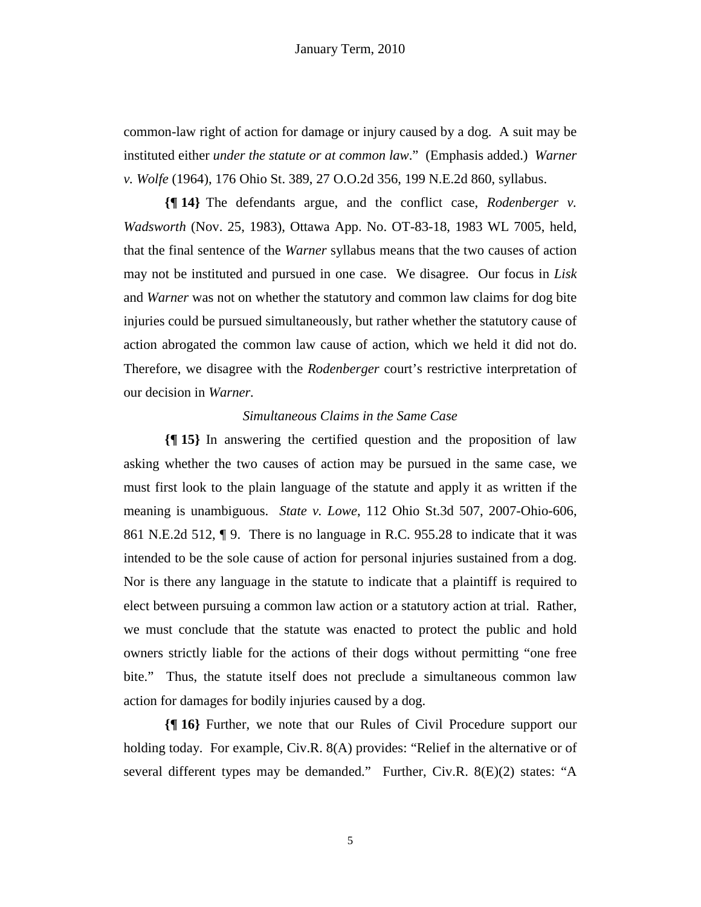common-law right of action for damage or injury caused by a dog. A suit may be instituted either *under the statute or at common law*." (Emphasis added.) *Warner v. Wolfe* (1964), 176 Ohio St. 389, 27 O.O.2d 356, 199 N.E.2d 860, syllabus.

**{¶ 14}** The defendants argue, and the conflict case, *Rodenberger v. Wadsworth* (Nov. 25, 1983), Ottawa App. No. OT-83-18, 1983 WL 7005, held, that the final sentence of the *Warner* syllabus means that the two causes of action may not be instituted and pursued in one case. We disagree. Our focus in *Lisk* and *Warner* was not on whether the statutory and common law claims for dog bite injuries could be pursued simultaneously, but rather whether the statutory cause of action abrogated the common law cause of action, which we held it did not do. Therefore, we disagree with the *Rodenberger* court's restrictive interpretation of our decision in *Warner.*

*Simultaneous Claims in the Same Case*

**{¶ 15}** In answering the certified question and the proposition of law asking whether the two causes of action may be pursued in the same case, we must first look to the plain language of the statute and apply it as written if the meaning is unambiguous. *State v. Lowe*, 112 Ohio St.3d 507, 2007-Ohio-606, 861 N.E.2d 512, ¶ 9. There is no language in R.C. 955.28 to indicate that it was intended to be the sole cause of action for personal injuries sustained from a dog. Nor is there any language in the statute to indicate that a plaintiff is required to elect between pursuing a common law action or a statutory action at trial. Rather, we must conclude that the statute was enacted to protect the public and hold owners strictly liable for the actions of their dogs without permitting "one free bite." Thus, the statute itself does not preclude a simultaneous common law action for damages for bodily injuries caused by a dog.

**{¶ 16}** Further, we note that our Rules of Civil Procedure support our holding today. For example, Civ.R. 8(A) provides: "Relief in the alternative or of several different types may be demanded." Further, Civ.R. 8(E)(2) states: "A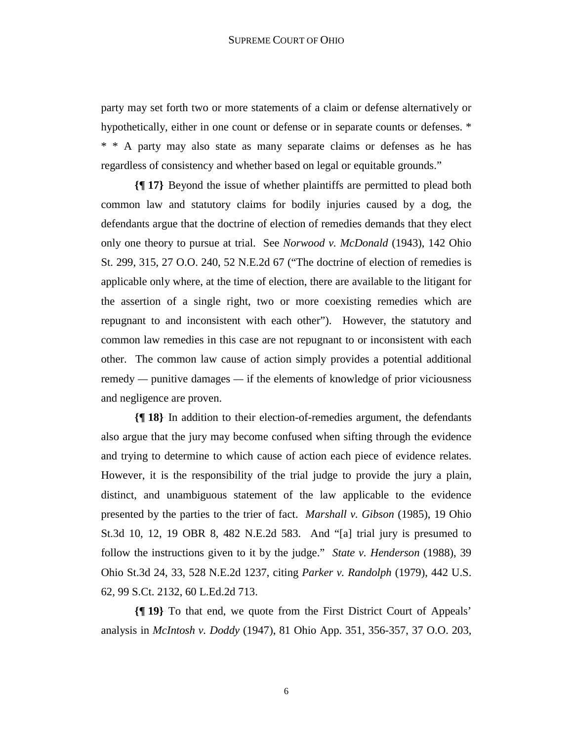party may set forth two or more statements of a claim or defense alternatively or hypothetically, either in one count or defense or in separate counts or defenses. * * * A party may also state as many separate claims or defenses as he has regardless of consistency and whether based on legal or equitable grounds."

**{¶ 17}** Beyond the issue of whether plaintiffs are permitted to plead both common law and statutory claims for bodily injuries caused by a dog, the defendants argue that the doctrine of election of remedies demands that they elect only one theory to pursue at trial. See *Norwood v. McDonald* (1943), 142 Ohio St. 299, 315, 27 O.O. 240, 52 N.E.2d 67 ("The doctrine of election of remedies is applicable only where, at the time of election, there are available to the litigant for the assertion of a single right, two or more coexisting remedies which are repugnant to and inconsistent with each other"). However, the statutory and common law remedies in this case are not repugnant to or inconsistent with each other. The common law cause of action simply provides a potential additional remedy — punitive damages — if the elements of knowledge of prior viciousness and negligence are proven.

**{¶ 18}** In addition to their election-of-remedies argument, the defendants also argue that the jury may become confused when sifting through the evidence and trying to determine to which cause of action each piece of evidence relates. However, it is the responsibility of the trial judge to provide the jury a plain, distinct, and unambiguous statement of the law applicable to the evidence presented by the parties to the trier of fact. *Marshall v. Gibson* (1985), 19 Ohio St.3d 10, 12, 19 OBR 8, 482 N.E.2d 583. And "[a] trial jury is presumed to follow the instructions given to it by the judge." *State v. Henderson* (1988), 39 Ohio St.3d 24, 33, 528 N.E.2d 1237, citing *Parker v. Randolph* (1979), 442 U.S. 62, 99 S.Ct. 2132, 60 L.Ed.2d 713.

**{¶ 19}** To that end, we quote from the First District Court of Appeals' analysis in *McIntosh v. Doddy* (1947), 81 Ohio App. 351, 356-357, 37 O.O. 203,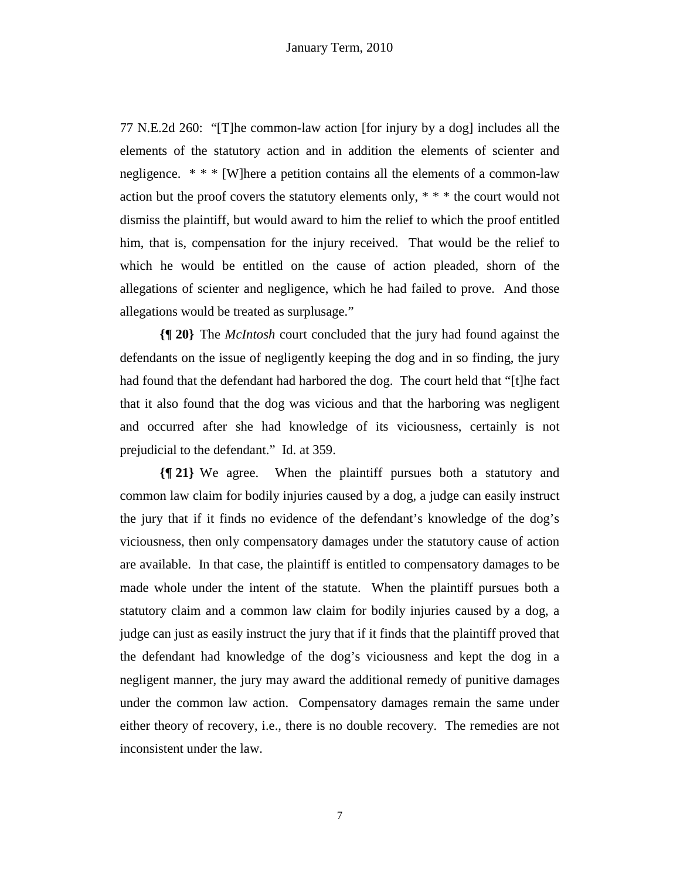77 N.E.2d 260: "[T]he common-law action [for injury by a dog] includes all the elements of the statutory action and in addition the elements of scienter and negligence. * * * [W]here a petition contains all the elements of a common-law action but the proof covers the statutory elements only, * * * the court would not dismiss the plaintiff, but would award to him the relief to which the proof entitled him, that is, compensation for the injury received. That would be the relief to which he would be entitled on the cause of action pleaded, shorn of the allegations of scienter and negligence, which he had failed to prove. And those allegations would be treated as surplusage."

**{¶ 20}** The *McIntosh* court concluded that the jury had found against the defendants on the issue of negligently keeping the dog and in so finding, the jury had found that the defendant had harbored the dog. The court held that "[t]he fact that it also found that the dog was vicious and that the harboring was negligent and occurred after she had knowledge of its viciousness, certainly is not prejudicial to the defendant." Id. at 359.

**{¶ 21}** We agree. When the plaintiff pursues both a statutory and common law claim for bodily injuries caused by a dog, a judge can easily instruct the jury that if it finds no evidence of the defendant's knowledge of the dog's viciousness, then only compensatory damages under the statutory cause of action are available. In that case, the plaintiff is entitled to compensatory damages to be made whole under the intent of the statute. When the plaintiff pursues both a statutory claim and a common law claim for bodily injuries caused by a dog, a judge can just as easily instruct the jury that if it finds that the plaintiff proved that the defendant had knowledge of the dog's viciousness and kept the dog in a negligent manner, the jury may award the additional remedy of punitive damages under the common law action. Compensatory damages remain the same under either theory of recovery, i.e., there is no double recovery. The remedies are not inconsistent under the law.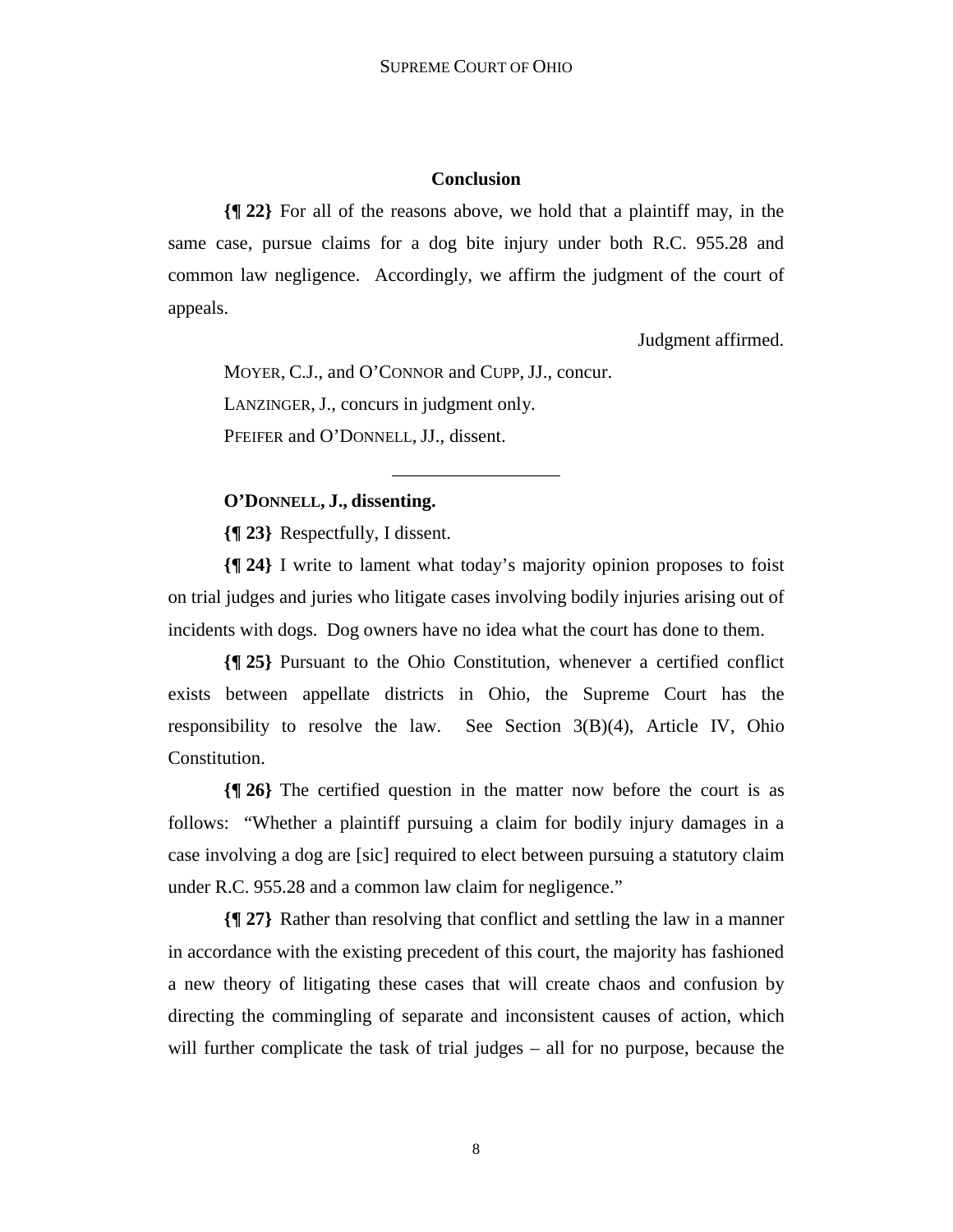## Conclusion

**{¶ 22}** For all of the reasons above, we hold that a plaintiff may, in the same case, pursue claims for a dog bite injury under both R.C. 955.28 and common law negligence. Accordingly, we affirm the judgment of the court of appeals.

Judgment affirmed.

MOYER, C.J., and O'CONNOR and CUPP, JJ., concur.

LANZINGER, J., concurs in judgment only.

PFEIFER and O'DONNELL, JJ., dissent.

---

**O'DONNELL, J., dissenting.**

**{¶ 23}** Respectfully, I dissent.

**{¶ 24}** I write to lament what today's majority opinion proposes to foist on trial judges and juries who litigate cases involving bodily injuries arising out of incidents with dogs. Dog owners have no idea what the court has done to them.

**{¶ 25}** Pursuant to the Ohio Constitution, whenever a certified conflict exists between appellate districts in Ohio, the Supreme Court has the responsibility to resolve the law. See Section 3(B)(4), Article IV, Ohio Constitution.

**{¶ 26}** The certified question in the matter now before the court is as follows: "Whether a plaintiff pursuing a claim for bodily injury damages in a case involving a dog are [sic] required to elect between pursuing a statutory claim under R.C. 955.28 and a common law claim for negligence."

**{¶ 27}** Rather than resolving that conflict and settling the law in a manner in accordance with the existing precedent of this court, the majority has fashioned a new theory of litigating these cases that will create chaos and confusion by directing the commingling of separate and inconsistent causes of action, which will further complicate the task of trial judges – all for no purpose, because the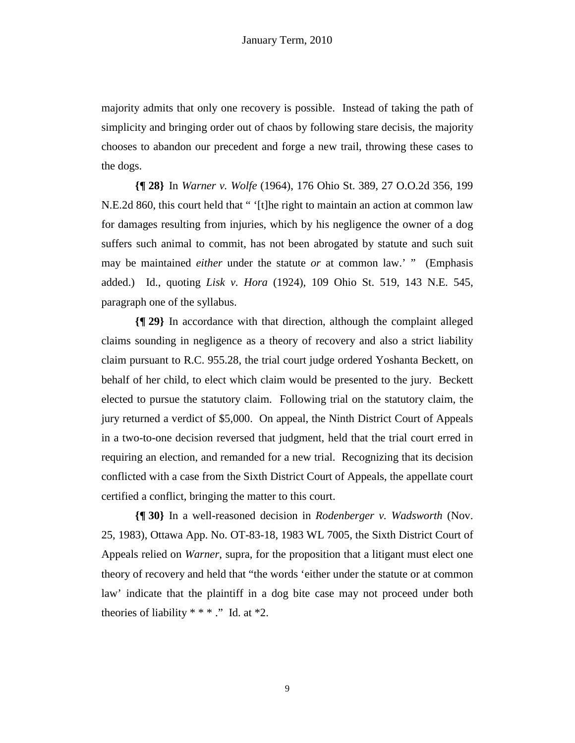majority admits that only one recovery is possible. Instead of taking the path of simplicity and bringing order out of chaos by following stare decisis, the majority chooses to abandon our precedent and forge a new trail, throwing these cases to the dogs.

**{¶ 28}** In *Warner v. Wolfe* (1964), 176 Ohio St. 389, 27 O.O.2d 356, 199 N.E.2d 860, this court held that " '[t]he right to maintain an action at common law for damages resulting from injuries, which by his negligence the owner of a dog suffers such animal to commit, has not been abrogated by statute and such suit may be maintained *either* under the statute *or* at common law.' " (Emphasis added.) Id., quoting *Lisk v. Hora* (1924), 109 Ohio St. 519, 143 N.E. 545, paragraph one of the syllabus.

**{¶ 29}** In accordance with that direction, although the complaint alleged claims sounding in negligence as a theory of recovery and also a strict liability claim pursuant to R.C. 955.28, the trial court judge ordered Yoshanta Beckett, on behalf of her child, to elect which claim would be presented to the jury. Beckett elected to pursue the statutory claim. Following trial on the statutory claim, the jury returned a verdict of $5,000. On appeal, the Ninth District Court of Appeals in a two-to-one decision reversed that judgment, held that the trial court erred in requiring an election, and remanded for a new trial. Recognizing that its decision conflicted with a case from the Sixth District Court of Appeals, the appellate court certified a conflict, bringing the matter to this court.

**{¶ 30}** In a well-reasoned decision in *Rodenberger v. Wadsworth* (Nov. 25, 1983), Ottawa App. No. OT-83-18, 1983 WL 7005, the Sixth District Court of Appeals relied on *Warner*, supra, for the proposition that a litigant must elect one theory of recovery and held that "the words 'either under the statute or at common law' indicate that the plaintiff in a dog bite case may not proceed under both theories of liability * * * ." Id. at *2.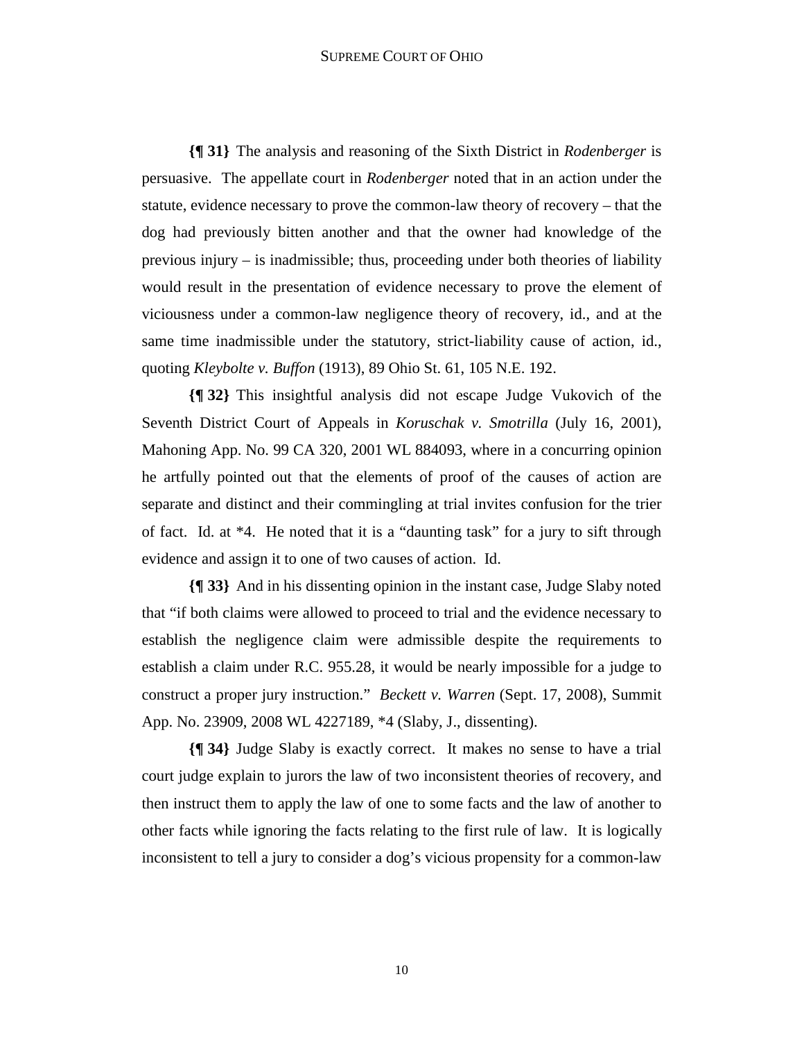**{¶ 31}** The analysis and reasoning of the Sixth District in *Rodenberger* is persuasive. The appellate court in *Rodenberger* noted that in an action under the statute, evidence necessary to prove the common-law theory of recovery – that the dog had previously bitten another and that the owner had knowledge of the previous injury – is inadmissible; thus, proceeding under both theories of liability would result in the presentation of evidence necessary to prove the element of viciousness under a common-law negligence theory of recovery, id., and at the same time inadmissible under the statutory, strict-liability cause of action, id., quoting *Kleybolte v. Buffon* (1913), 89 Ohio St. 61, 105 N.E. 192.

**{¶ 32}** This insightful analysis did not escape Judge Vukovich of the Seventh District Court of Appeals in *Koruschak v. Smotrilla* (July 16, 2001), Mahoning App. No. 99 CA 320, 2001 WL 884093, where in a concurring opinion he artfully pointed out that the elements of proof of the causes of action are separate and distinct and their commingling at trial invites confusion for the trier of fact. Id. at *4. He noted that it is a "daunting task" for a jury to sift through evidence and assign it to one of two causes of action. Id.

**{¶ 33}** And in his dissenting opinion in the instant case, Judge Slaby noted that "if both claims were allowed to proceed to trial and the evidence necessary to establish the negligence claim were admissible despite the requirements to establish a claim under R.C. 955.28, it would be nearly impossible for a judge to construct a proper jury instruction." *Beckett v. Warren* (Sept. 17, 2008), Summit App. No. 23909, 2008 WL 4227189, *4 (Slaby, J., dissenting).

**{¶ 34}** Judge Slaby is exactly correct. It makes no sense to have a trial court judge explain to jurors the law of two inconsistent theories of recovery, and then instruct them to apply the law of one to some facts and the law of another to other facts while ignoring the facts relating to the first rule of law. It is logically inconsistent to tell a jury to consider a dog's vicious propensity for a common-law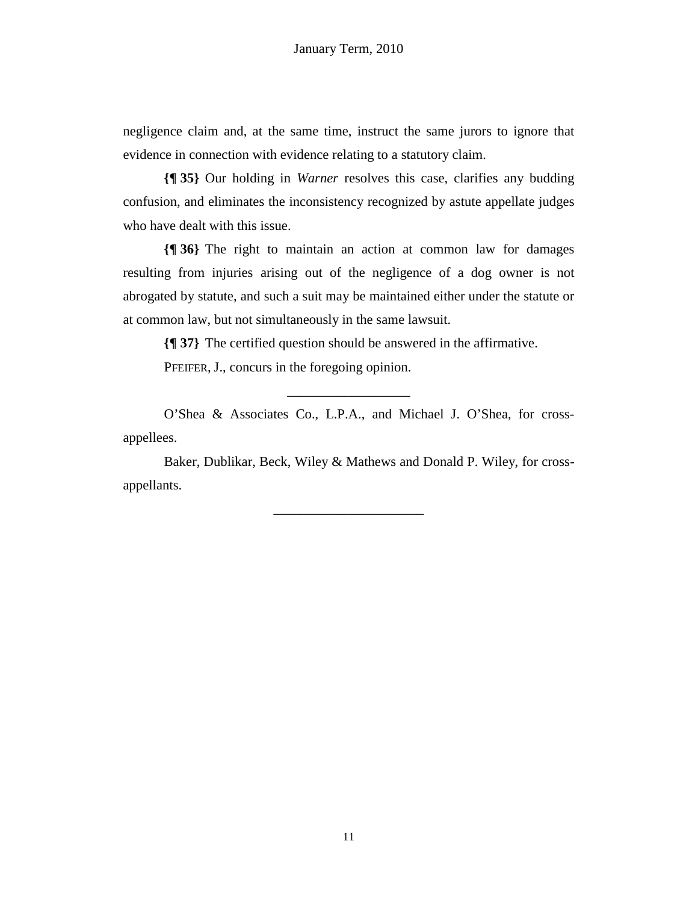negligence claim and, at the same time, instruct the same jurors to ignore that evidence in connection with evidence relating to a statutory claim.

**{¶ 35}** Our holding in *Warner* resolves this case, clarifies any budding confusion, and eliminates the inconsistency recognized by astute appellate judges who have dealt with this issue.

**{¶ 36}** The right to maintain an action at common law for damages resulting from injuries arising out of the negligence of a dog owner is not abrogated by statute, and such a suit may be maintained either under the statute or at common law, but not simultaneously in the same lawsuit.

**{¶ 37}** The certified question should be answered in the affirmative.

PFEIFER, J., concurs in the foregoing opinion.

---

O'Shea & Associates Co., L.P.A., and Michael J. O'Shea, for cross-appellees.

Baker, Dublikar, Beck, Wiley & Mathews and Donald P. Wiley, for cross-appellants.

---